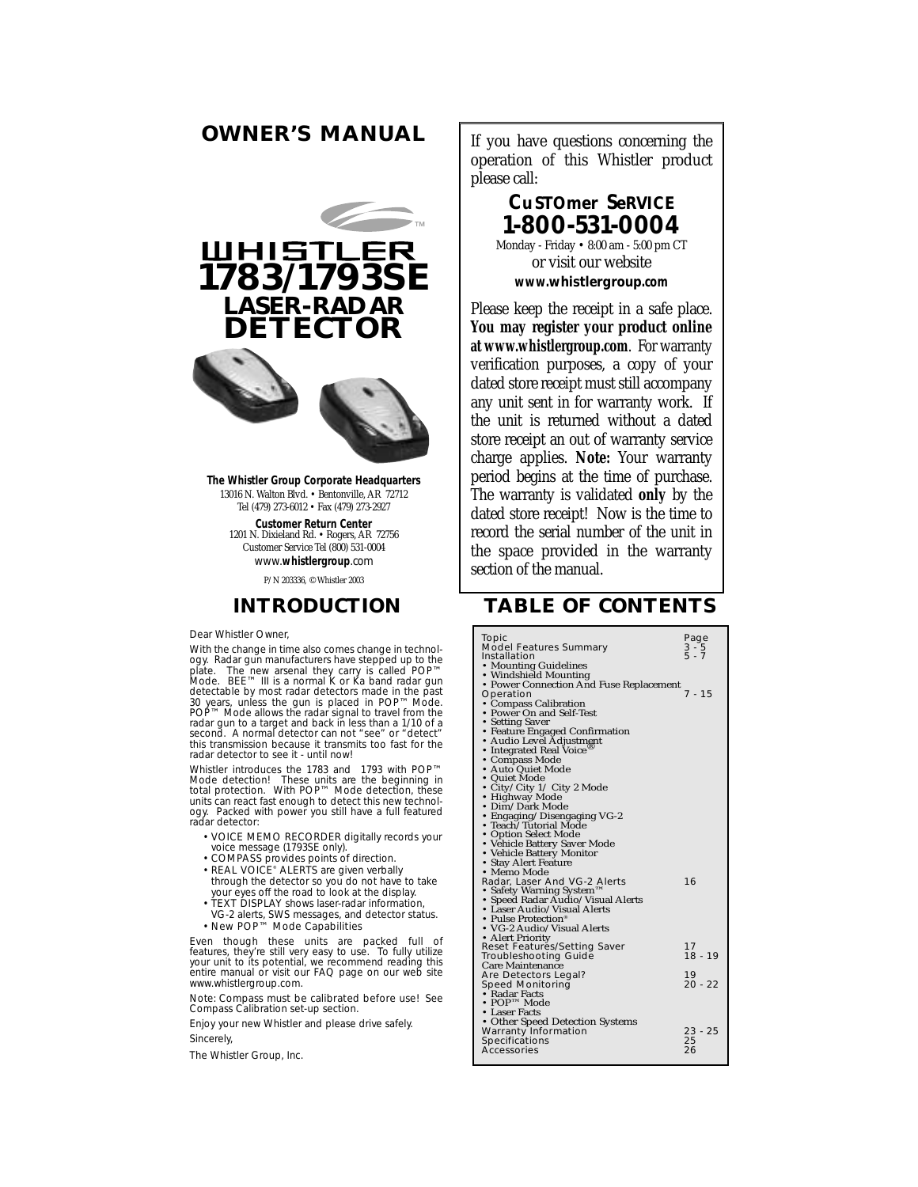# OWNER'S MANUAL

# WHISTLER 1783/1793SE LASER-RADAR DETECTOR

**The Whistler Group Corporate Headquarters**
13016 N. Walton Blvd. • Bentonville, AR 72712
Tel (479) 273-6012 • Fax (479) 273-2927

**Customer Return Center**
1201 N. Dixieland Rd. • Rogers, AR 72756
Customer Service Tel (800) 531-0004
www.**whistlergroup**.com

P/N 203336, © Whistler 2003

If you have questions concerning the operation of this Whistler product please call:

**CUSTOMER SERVICE**
**1-800-531-0004**
Monday - Friday • 8:00 am - 5:00 pm CT
or visit our website
**www.whistlergroup.com**

Please keep the receipt in a safe place. **You may register your product online at www.whistlergroup.com**. For warranty verification purposes, a copy of your dated store receipt must still accompany any unit sent in for warranty work. If the unit is returned without a dated store receipt an out of warranty service charge applies. **Note:** Your warranty period begins at the time of purchase. The warranty is validated **only** by the dated store receipt! Now is the time to record the serial number of the unit in the space provided in the warranty section of the manual.

## INTRODUCTION

Dear Whistler Owner,

With the change in time also comes change in technology. Radar gun manufacturers have stepped up to the plate. The new arsenal they carry is called POP™ Mode. BEE™ III is a normal K or Ka band radar gun detectable by most radar detectors made in the past 30 years, unless the gun is placed in POP™ Mode. POP™ Mode allows the radar signal to travel from the radar gun to a target and back in less than a 1/10 of a second. A normal detector can not "see" or "detect" this transmission because it transmits too fast for the radar detector to see it - until now!

Whistler introduces the 1783 and 1793 with POP™ Mode detection! These units are the beginning in total protection. With POP™ Mode detection, these units can react fast enough to detect this new technology. Packed with power you still have a full featured radar detector:

- VOICE MEMO RECORDER digitally records your voice message (1793SE only).
- COMPASS provides points of direction.
- REAL VOICE® ALERTS are given verbally through the detector so you do not have to take your eyes off the road to look at the display.
- TEXT DISPLAY shows laser-radar information, VG-2 alerts, SWS messages, and detector status.
- New POP™ Mode Capabilities

Even though these units are packed full of features, they're still very easy to use. To fully utilize your unit to its potential, we recommend reading this entire manual or visit our FAQ page on our web site www.whistlergroup.com.

Note: Compass must be calibrated before use! See Compass Calibration set-up section.

Enjoy your new Whistler and please drive safely.

Sincerely,

The Whistler Group, Inc.

## TABLE OF CONTENTS

| Topic | Page |
|---|---|
| Model Features Summary | 3 - 5 |
| Installation | 5 - 7 |
| • Mounting Guidelines | |
| • Windshield Mounting | |
| • Power Connection And Fuse Replacement | |
| Operation | 7 - 15 |
| • Compass Calibration | |
| • Power On and Self-Test | |
| • Setting Saver | |
| • Feature Engaged Confirmation | |
| • Audio Level Adjustment | |
| • Integrated Real Voice® | |
| • Compass Mode | |
| • Auto Quiet Mode | |
| • Quiet Mode | |
| • City/City 1/ City 2 Mode | |
| • Highway Mode | |
| • Dim/Dark Mode | |
| • Engaging/Disengaging VG-2 | |
| • Teach/Tutorial Mode | |
| • Option Select Mode | |
| • Vehicle Battery Saver Mode | |
| • Vehicle Battery Monitor | |
| • Stay Alert Feature | |
| • Memo Mode | |
| Radar, Laser And VG-2 Alerts | 16 |
| • Safety Warning System™ | |
| • Speed Radar Audio/Visual Alerts | |
| • Laser Audio/Visual Alerts | |
| • Pulse Protection® | |
| • VG-2 Audio/Visual Alerts | |
| • Alert Priority | |
| Reset Features/Setting Saver | 17 |
| Troubleshooting Guide | 18 - 19 |
| Care Maintenance | |
| Are Detectors Legal? | 19 |
| Speed Monitoring | 20 - 22 |
| • Radar Facts | |
| • POP™ Mode | |
| • Laser Facts | |
| • Other Speed Detection Systems | |
| Warranty Information | 23 - 25 |
| Specifications | 25 |
| Accessories | 26 |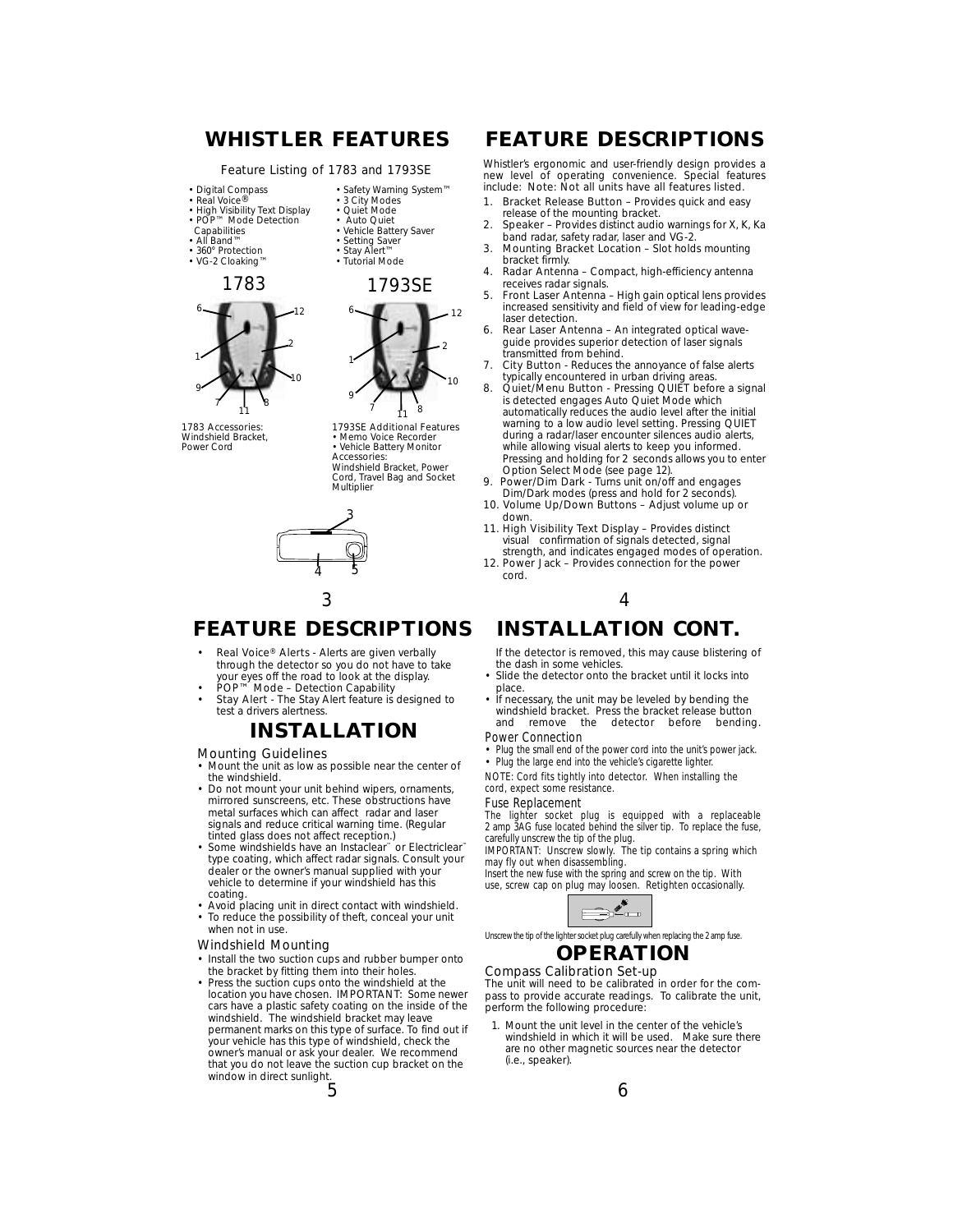# WHISTLER FEATURES

Feature Listing of 1783 and 1793SE

- Digital Compass
- Real Voice®
- High Visibility Text Display
- POP™ Mode Detection Capabilities
- All Band™
- 360° Protection
- VG-2 Cloaking™
- Safety Warning System™
- 3 City Modes
- Quiet Mode
- Auto Quiet
- Vehicle Battery Saver
- Setting Saver
- Stay Alert™
- Tutorial Mode

1783

1793SE

1783 Accessories:
Windshield Bracket,
Power Cord

1793SE Additional Features
- Memo Voice Recorder
- Vehicle Battery Monitor

Accessories:
Windshield Bracket, Power Cord, Travel Bag and Socket Multiplier

# FEATURE DESCRIPTIONS

Whistler's ergonomic and user-friendly design provides a new level of operating convenience. Special features include: Note: Not all units have all features listed.

1. Bracket Release Button – Provides quick and easy release of the mounting bracket.
2. Speaker – Provides distinct audio warnings for X, K, Ka band radar, safety radar, laser and VG-2.
3. Mounting Bracket Location – Slot holds mounting bracket firmly.
4. Radar Antenna – Compact, high-efficiency antenna receives radar signals.
5. Front Laser Antenna – High gain optical lens provides increased sensitivity and field of view for leading-edge laser detection.
6. Rear Laser Antenna – An integrated optical wave-guide provides superior detection of laser signals transmitted from behind.
7. City Button - Reduces the annoyance of false alerts typically encountered in urban driving areas.
8. Quiet/Menu Button - Pressing QUIET before a signal is detected engages Auto Quiet Mode which automatically reduces the audio level after the initial warning to a low audio level setting. Pressing QUIET during a radar/laser encounter silences audio alerts, while allowing visual alerts to keep you informed. Pressing and holding for 2 seconds allows you to enter Option Select Mode (see page 12).
9. Power/Dim Dark - Turns unit on/off and engages Dim/Dark modes (press and hold for 2 seconds).
10. Volume Up/Down Buttons – Adjust volume up or down.
11. High Visibility Text Display – Provides distinct visual confirmation of signals detected, signal strength, and indicates engaged modes of operation.
12. Power Jack – Provides connection for the power cord.

# FEATURE DESCRIPTIONS

- Real Voice® Alerts - Alerts are given verbally through the detector so you do not have to take your eyes off the road to look at the display.
- POP™ Mode – Detection Capability
- Stay Alert - The Stay Alert feature is designed to test a drivers alertness.

# INSTALLATION

### Mounting Guidelines

- Mount the unit as low as possible near the center of the windshield.
- Do not mount your unit behind wipers, ornaments, mirrored sunscreens, etc. These obstructions have metal surfaces which can affect radar and laser signals and reduce critical warning time. (Regular tinted glass does not affect reception.)
- Some windshields have an Instaclear™ or Electriclear™ type coating, which affect radar signals. Consult your dealer or the owner's manual supplied with your vehicle to determine if your windshield has this coating.
- Avoid placing unit in direct contact with windshield.
- To reduce the possibility of theft, conceal your unit when not in use.

### Windshield Mounting

- Install the two suction cups and rubber bumper onto the bracket by fitting them into their holes.
- Press the suction cups onto the windshield at the location you have chosen. IMPORTANT: Some newer cars have a plastic safety coating on the inside of the windshield. The windshield bracket may leave permanent marks on this type of surface. To find out if your vehicle has this type of windshield, check the owner's manual or ask your dealer. We recommend that you do not leave the suction cup bracket on the window in direct sunlight.

# INSTALLATION CONT.

If the detector is removed, this may cause blistering of the dash in some vehicles.

- Slide the detector onto the bracket until it locks into place.
- If necessary, the unit may be leveled by bending the windshield bracket. Press the bracket release button and remove the detector before bending.

### Power Connection

- Plug the small end of the power cord into the unit's power jack.
- Plug the large end into the vehicle's cigarette lighter.

NOTE: Cord fits tightly into detector. When installing the cord, expect some resistance.

### Fuse Replacement

The lighter socket plug is equipped with a replaceable 2 amp 3AG fuse located behind the silver tip. To replace the fuse, carefully unscrew the tip of the plug.

IMPORTANT: Unscrew slowly. The tip contains a spring which may fly out when disassembling.

Insert the new fuse with the spring and screw on the tip. With use, screw cap on plug may loosen. Retighten occasionally.

Unscrew the tip of the lighter socket plug carefully when replacing the 2 amp fuse.

# OPERATION

### Compass Calibration Set-up

The unit will need to be calibrated in order for the compass to provide accurate readings. To calibrate the unit, perform the following procedure:

1. Mount the unit level in the center of the vehicle's windshield in which it will be used. Make sure there are no other magnetic sources near the detector (i.e., speaker).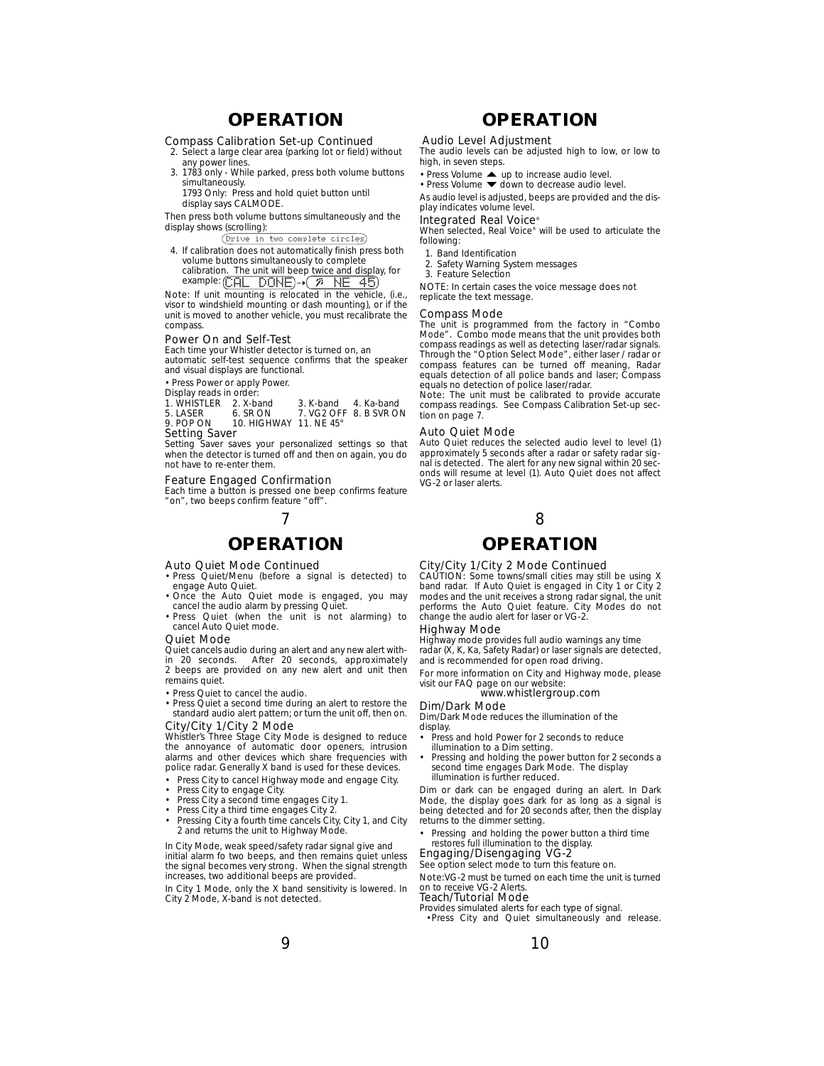# OPERATION

## Compass Calibration Set-up Continued

2. Select a large clear area (parking lot or field) without any power lines.
3. 1783 only - While parked, press both volume buttons simultaneously.
   1793 Only: Press and hold quiet button until display says CALMODE.

Then press both volume buttons simultaneously and the display shows (scrolling):

Drive in two complete circles

4. If calibration does not automatically finish press both volume buttons simultaneously to complete calibration. The unit will beep twice and display, for example: CAL DONE → NE 45

Note: If unit mounting is relocated in the vehicle, (i.e., visor to windshield mounting or dash mounting), or if the unit is moved to another vehicle, you must recalibrate the compass.

## Power On and Self-Test

Each time your Whistler detector is turned on, an automatic self-test sequence confirms that the speaker and visual displays are functional.

• Press Power or apply Power.

Display reads in order:

| | | | |
|---|---|---|---|
| 1. WHISTLER | 2. X-band | 3. K-band | 4. Ka-band |
| 5. LASER | 6. SR ON | 7. VG2 OFF | 8. B SVR ON |
| 9. POP ON | 10. HIGHWAY | 11. NE 45° | |

## Setting Saver

Setting Saver saves your personalized settings so that when the detector is turned off and then on again, you do not have to re-enter them.

## Feature Engaged Confirmation

Each time a button is pressed one beep confirms feature "on", two beeps confirm feature "off".

# OPERATION

## Audio Level Adjustment

The audio levels can be adjusted high to low, or low to high, in seven steps.

• Press Volume ▲ up to increase audio level.
• Press Volume ▼ down to decrease audio level.

As audio level is adjusted, beeps are provided and the display indicates volume level.

## Integrated Real Voice®

When selected, Real Voice® will be used to articulate the following:

1. Band Identification
2. Safety Warning System messages
3. Feature Selection

NOTE: In certain cases the voice message does not replicate the text message.

## Compass Mode

The unit is programmed from the factory in "Combo Mode". Combo mode means that the unit provides both compass readings as well as detecting laser/radar signals. Through the "Option Select Mode", either laser / radar or compass features can be turned off meaning, Radar equals detection of all police bands and laser; Compass equals no detection of police laser/radar.

Note: The unit must be calibrated to provide accurate compass readings. See Compass Calibration Set-up section on page 7.

## Auto Quiet Mode

Auto Quiet reduces the selected audio level to level (1) approximately 5 seconds after a radar or safety radar signal is detected. The alert for any new signal within 20 seconds will resume at level (1). Auto Quiet does not affect VG-2 or laser alerts.

# OPERATION

## Auto Quiet Mode Continued

• Press Quiet/Menu (before a signal is detected) to engage Auto Quiet.
• Once the Auto Quiet mode is engaged, you may cancel the audio alarm by pressing Quiet.
• Press Quiet (when the unit is not alarming) to cancel Auto Quiet mode.

## Quiet Mode

Quiet cancels audio during an alert and any new alert within 20 seconds. After 20 seconds, approximately 2 beeps are provided on any new alert and unit then remains quiet.

• Press Quiet to cancel the audio.
• Press Quiet a second time during an alert to restore the standard audio alert pattern; or turn the unit off, then on.

## City/City 1/City 2 Mode

Whistler's Three Stage City Mode is designed to reduce the annoyance of automatic door openers, intrusion alarms and other devices which share frequencies with police radar. Generally X band is used for these devices.

• Press City to cancel Highway mode and engage City.
• Press City to engage City.
• Press City a second time engages City 1.
• Press City a third time engages City 2.
• Pressing City a fourth time cancels City, City 1, and City 2 and returns the unit to Highway Mode.

In City Mode, weak speed/safety radar signal give and initial alarm fo two beeps, and then remains quiet unless the signal becomes very strong. When the signal strength increases, two additional beeps are provided.

In City 1 Mode, only the X band sensitivity is lowered. In City 2 Mode, X-band is not detected.

# OPERATION

## City/City 1/City 2 Mode Continued

CAUTION: Some towns/small cities may still be using X band radar. If Auto Quiet is engaged in City 1 or City 2 modes and the unit receives a strong radar signal, the unit performs the Auto Quiet feature. City Modes do not change the audio alert for laser or VG-2.

## Highway Mode

Highway mode provides full audio warnings any time radar (X, K, Ka, Safety Radar) or laser signals are detected, and is recommended for open road driving.

For more information on City and Highway mode, please visit our FAQ page on our website:

www.whistlergroup.com

## Dim/Dark Mode

Dim/Dark Mode reduces the illumination of the display.

• Press and hold Power for 2 seconds to reduce illumination to a Dim setting.
• Pressing and holding the power button for 2 seconds a second time engages Dark Mode. The display illumination is further reduced.

Dim or dark can be engaged during an alert. In Dark Mode, the display goes dark for as long as a signal is being detected and for 20 seconds after, then the display returns to the dimmer setting.

• Pressing and holding the power button a third time restores full illumination to the display.

## Engaging/Disengaging VG-2

See option select mode to turn this feature on.

Note:VG-2 must be turned on each time the unit is turned on to receive VG-2 Alerts.

## Teach/Tutorial Mode

Provides simulated alerts for each type of signal.

• Press City and Quiet simultaneously and release.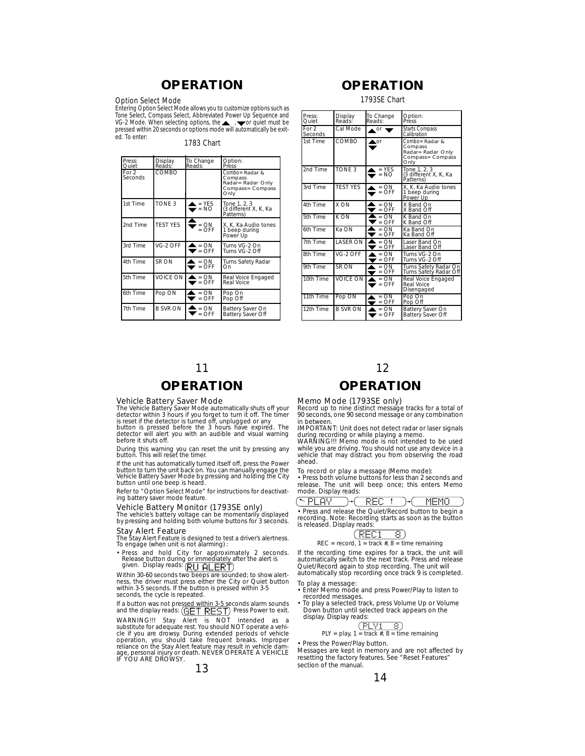# OPERATION

### Option Select Mode

Entering Option Select Mode allows you to customize options such as Tone Select, Compass Select, Abbreviated Power Up Sequence and VG-2 Mode. When selecting options, the ▲ , ▼ or quiet must be pressed within 20 seconds or options mode will automatically be exited. To enter:

*1783 Chart*

| Press: Quiet | Display Reads: | To Change Reads: | Option: Press |
|---|---|---|---|
| For 2 Seconds | COMBO | | Combo= Radar & Compass Radar= Radar Only Compass= Compass Only |
| 1st Time | TONE 3 | ▲ = YES ▼ = NO | Tone 1, 2, 3 (3 different X, K, Ka Patterns) |
| 2nd Time | TEST YES | ▲▼ = ON = OFF | X, K, Ka Audio tones 1 beep during Power Up |
| 3rd Time | VG-2 OFF | ▲ = ON ▼ = OFF | Turns VG-2 On Turns VG-2 Off |
| 4th Time | SR ON | ▲ = ON ▼ = OFF | Turns Safety Radar On |
| 5th Time | VOICE ON | ▲ = ON ▼ = OFF | Real Voice Engaged Real Voice |
| 6th Time | Pop ON | ▲ = ON ▼ = OFF | Pop On Pop Off |
| 7th Time | B SVR ON | ▲ = ON ▼ = OFF | Battery Saver On Battery Saver Off |

# OPERATION

*1793SE Chart*

| Press: Quiet | Display Reads: | To Change Reads: | Option: Press |
|---|---|---|---|
| For 2 Seconds | Cal Mode | ▲ or ▼ | Starts Compass Calibration |
| 1st Time | COMBO | ▲ or ▼ | Combo= Radar & Compass Radar= Radar Only Compass= Compass Only |
| 2nd Time | TONE 3 | ▲ = YES ▼ = NO | Tone 1, 2, 3 (3 different X, K, Ka Patterns) |
| 3rd Time | TEST YES | ▲ = ON ▼ = OFF | X, K, Ka Audio tones 1 beep during Power Up |
| 4th Time | X ON | ▲ = ON ▼ = OFF | X Band On X Band Off |
| 5th Time | K ON | ▲ = ON ▼ = OFF | K Band On K Band Off |
| 6th Time | Ka ON | ▲ = ON ▼ = OFF | Ka Band On Ka Band Off |
| 7th Time | LASER ON | ▲ = ON ▼ = OFF | Laser Band On Laser Band Off |
| 8th Time | VG-2 OFF | ▲ = ON ▼ = OFF | Turns VG-2 On Turns VG-2 Off |
| 9th Time | SR ON | ▲ = ON ▼ = OFF | Turns Safety Radar On Turns Safety Radar Off |
| 10th Time | VOICE ON | ▲ = ON ▼ = OFF | Real Voice Engaged Real Voice Disengaged |
| 11th Time | Pop ON | ▲ = ON ▼ = OFF | Pop On Pop Off |
| 12th Time | B SVR ON | ▲ = ON ▼ = OFF | Battery Saver On Battery Saver Off |

# OPERATION

### Vehicle Battery Saver Mode

The Vehicle Battery Saver Mode automatically shuts off your detector within 3 hours if you forget to turn it off. The timer is reset if the detector is turned off, unplugged or any button is pressed before the 3 hours have expired. The detector will alert you with an audible and visual warning before it shuts off.

During this warning you can reset the unit by pressing any button. This will reset the timer.

If the unit has automatically turned itself off, press the Power button to turn the unit back on. You can manually engage the Vehicle Battery Saver Mode by pressing and holding the City button until one beep is heard.

Refer to "Option Select Mode" for instructions for deactivating battery saver mode feature.

### Vehicle Battery Monitor (1793SE only)

The vehicle's battery voltage can be momentarily displayed by pressing and holding both volume buttons for 3 seconds.

### Stay Alert Feature

The Stay Alert Feature is designed to test a driver's alertness. To engage (when unit is not alarming) :

- Press and hold City for approximately 2 seconds. Release button during or immediately after the alert is given. Display reads: R.U ALERT

Within 30-60 seconds two beeps are sounded; to show alertness, the driver must press either the City or Quiet button within 3-5 seconds. If the button is pressed within 3-5 seconds, the cycle is repeated.

If a button was not pressed within 3-5 seconds alarm sounds and the display reads: GET REST Press Power to exit.

WARNING!!! Stay Alert is NOT intended as a substitute for adequate rest. You should NOT operate a vehicle if you are drowsy. During extended periods of vehicle operation, you should take frequent breaks. Improper reliance on the Stay Alert feature may result in vehicle damage, personal injury or death. NEVER OPERATE A VEHICLE IF YOU ARE DROWSY.

# OPERATION

### Memo Mode (1793SE only)

Record up to nine distinct message tracks for a total of 90 seconds, one 90 second message or any combination in between.

IMPORTANT: Unit does not detect radar or laser signals during recording or while playing a memo.

WARNING!!! Memo mode is not intended to be used while you are driving. You should not use any device in a vehicle that may distract you from observing the road ahead.

To record or play a message (Memo mode):

- Press both volume buttons for less than 2 seconds and release. The unit will beep once; this enters Memo mode. Display reads:

PLAY → REC ↑ → MEMO

- Press and release the Quiet/Record button to begin a recording. Note: Recording starts as soon as the button is released. Display reads:

REC1 8

REC = record, 1 = track #, 8 = time remaining

If the recording time expires for a track, the unit will automatically switch to the next track. Press and release Quiet/Record again to stop recording. The unit will automatically stop recording once track 9 is completed.

To play a message:

- Enter Memo mode and press Power/Play to listen to recorded messages.
- To play a selected track, press Volume Up or Volume Down button until selected track appears on the display. Display reads:

PLY1 8

PLY = play, 1 = track #, 8 = time remaining

- Press the Power/Play button.

Messages are kept in memory and are not affected by resetting the factory features. See "Reset Features" section of the manual.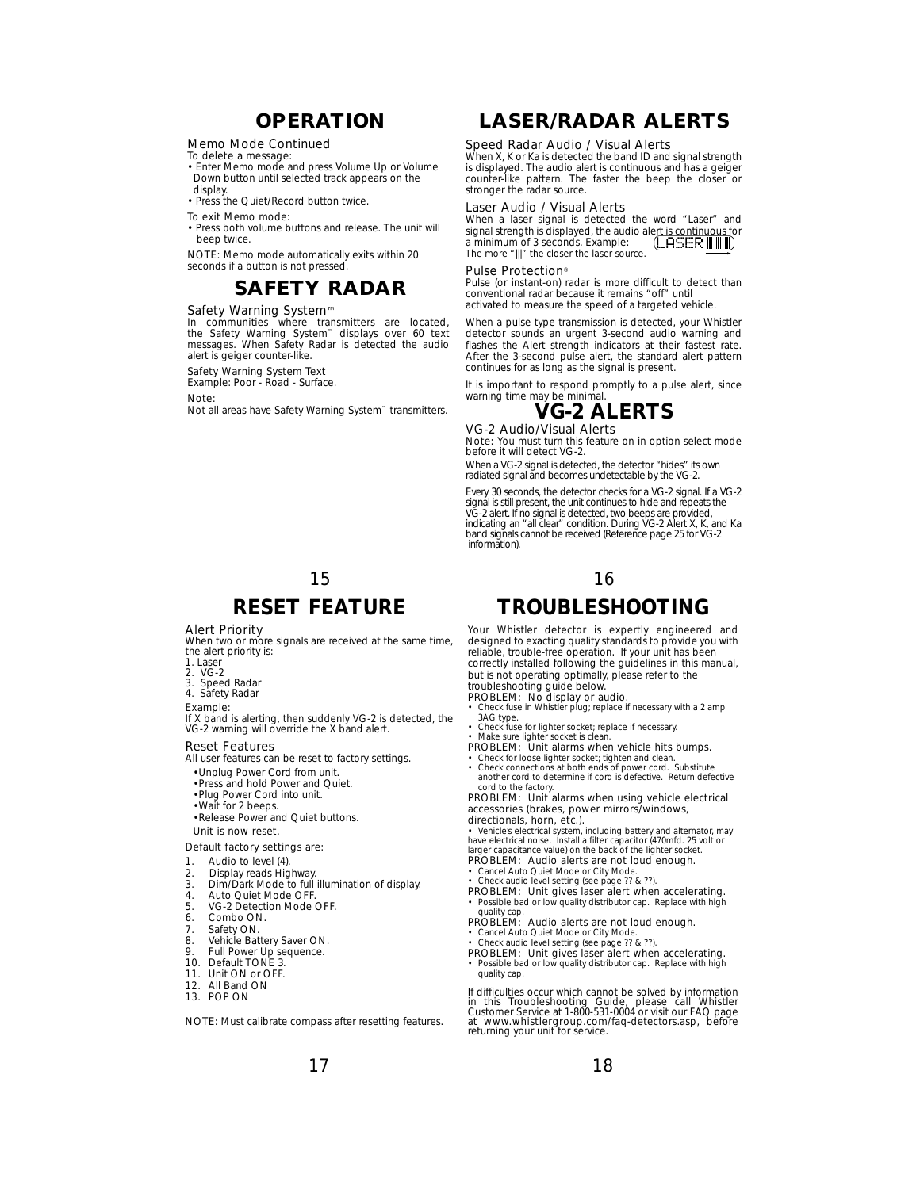# OPERATION

### Memo Mode Continued

To delete a message:

- Enter Memo mode and press Volume Up or Volume Down button until selected track appears on the display.
- Press the Quiet/Record button twice.

To exit Memo mode:

- Press both volume buttons and release. The unit will beep twice.

NOTE: Memo mode automatically exits within 20 seconds if a button is not pressed.

# SAFETY RADAR

### Safety Warning System™

In communities where transmitters are located, the Safety Warning System™ displays over 60 text messages. When Safety Radar is detected the audio alert is geiger counter-like.

Safety Warning System Text

Example: Poor - Road - Surface.

Note:

Not all areas have Safety Warning System™ transmitters.

# LASER/RADAR ALERTS

### Speed Radar Audio / Visual Alerts

When X, K or Ka is detected the band ID and signal strength is displayed. The audio alert is continuous and has a geiger counter-like pattern. The faster the beep the closer or stronger the radar source.

### Laser Audio / Visual Alerts

When a laser signal is detected the word "Laser" and signal strength is displayed, the audio alert is continuous for a minimum of 3 seconds. Example: LASER ||||

The more "|||" the closer the laser source.

### Pulse Protection®

Pulse (or instant-on) radar is more difficult to detect than conventional radar because it remains "off" until activated to measure the speed of a targeted vehicle.

When a pulse type transmission is detected, your Whistler detector sounds an urgent 3-second audio warning and flashes the Alert strength indicators at their fastest rate. After the 3-second pulse alert, the standard alert pattern continues for as long as the signal is present.

It is important to respond promptly to a pulse alert, since warning time may be minimal.

# VG-2 ALERTS

### VG-2 Audio/Visual Alerts

Note: You must turn this feature on in option select mode before it will detect VG-2.

When a VG-2 signal is detected, the detector "hides" its own radiated signal and becomes undetectable by the VG-2.

Every 30 seconds, the detector checks for a VG-2 signal. If a VG-2 signal is still present, the unit continues to hide and repeats the VG-2 alert. If no signal is detected, two beeps are provided, indicating an "all clear" condition. During VG-2 Alert X, K, and Ka band signals cannot be received (Reference page 25 for VG-2 information).

# RESET FEATURE

### Alert Priority

When two or more signals are received at the same time, the alert priority is:

1. Laser
2. VG-2
3. Speed Radar
4. Safety Radar

Example:

If X band is alerting, then suddenly VG-2 is detected, the VG-2 warning will override the X band alert.

### Reset Features

All user features can be reset to factory settings.

- Unplug Power Cord from unit.
- Press and hold Power and Quiet.
- Plug Power Cord into unit.
- Wait for 2 beeps.
- Release Power and Quiet buttons.

Unit is now reset.

Default factory settings are:

1. Audio to level (4).
2. Display reads Highway.
3. Dim/Dark Mode to full illumination of display.
4. Auto Quiet Mode OFF.
5. VG-2 Detection Mode OFF.
6. Combo ON.
7. Safety ON.
8. Vehicle Battery Saver ON.
9. Full Power Up sequence.
10. Default TONE 3.
11. Unit ON or OFF.
12. All Band ON
13. POP ON

NOTE: Must calibrate compass after resetting features.

# TROUBLESHOOTING

Your Whistler detector is expertly engineered and designed to exacting quality standards to provide you with reliable, trouble-free operation. If your unit has been correctly installed following the guidelines in this manual, but is not operating optimally, please refer to the troubleshooting guide below.

PROBLEM: No display or audio.

- Check fuse in Whistler plug; replace if necessary with a 2 amp 3AG type.
- Check fuse for lighter socket; replace if necessary.
- Make sure lighter socket is clean.

PROBLEM: Unit alarms when vehicle hits bumps.

- Check for loose lighter socket; tighten and clean.
- Check connections at both ends of power cord. Substitute another cord to determine if cord is defective. Return defective cord to the factory.

PROBLEM: Unit alarms when using vehicle electrical accessories (brakes, power mirrors/windows, directionals, horn, etc.).

- Vehicle's electrical system, including battery and alternator, may have electrical noise. Install a filter capacitor (470mfd. 25 volt or larger capacitance value) on the back of the lighter socket.

PROBLEM: Audio alerts are not loud enough.

- Cancel Auto Quiet Mode or City Mode.
- Check audio level setting (see page ?? & ??).

PROBLEM: Unit gives laser alert when accelerating.

- Possible bad or low quality distributor cap. Replace with high quality cap.

PROBLEM: Audio alerts are not loud enough.

- Cancel Auto Quiet Mode or City Mode.
- Check audio level setting (see page ?? & ??).

PROBLEM: Unit gives laser alert when accelerating.

- Possible bad or low quality distributor cap. Replace with high quality cap.

If difficulties occur which cannot be solved by information in this Troubleshooting Guide, please call Whistler Customer Service at 1-800-531-0004 or visit our FAQ page at www.whistlergroup.com/faq-detectors.asp, before returning your unit for service.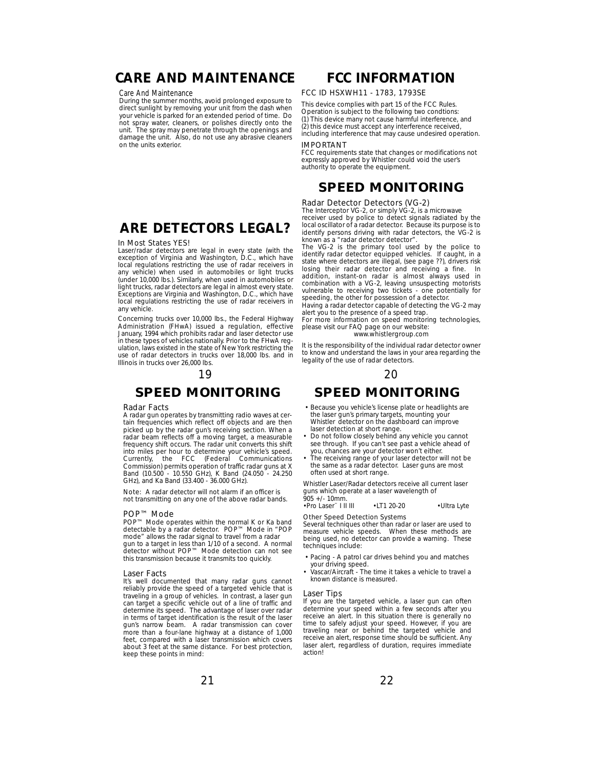# CARE AND MAINTENANCE

### Care And Maintenance

During the summer months, avoid prolonged exposure to direct sunlight by removing your unit from the dash when your vehicle is parked for an extended period of time. Do not spray water, cleaners, or polishes directly onto the unit. The spray may penetrate through the openings and damage the unit. Also, do not use any abrasive cleaners on the units exterior.

# ARE DETECTORS LEGAL?

### In Most States YES!

Laser/radar detectors are legal in every state (with the exception of Virginia and Washington, D.C., which have local regulations restricting the use of radar receivers in any vehicle) when used in automobiles or light trucks (under 10,000 lbs.). Similarly, when used in automobiles or light trucks, radar detectors are legal in almost every state. Exceptions are Virginia and Washington, D.C., which have local regulations restricting the use of radar receivers in any vehicle.

Concerning trucks over 10,000 lbs., the Federal Highway Administration (FHwA) issued a regulation, effective January, 1994 which prohibits radar and laser detector use in these types of vehicles nationally. Prior to the FHwA regulation, laws existed in the state of New York restricting the use of radar detectors in trucks over 18,000 lbs. and in Illinois in trucks over 26,000 lbs.

# FCC INFORMATION

FCC ID HSXWH11 - 1783, 1793SE

This device complies with part 15 of the FCC Rules. Operation is subject to the following two condtions:
(1) This device many not cause harmful interference, and
(2) this device must accept any interference received, including interference that may cause undesired operation.

### IMPORTANT

FCC requirements state that changes or modifications not expressly approved by Whistler could void the user's authority to operate the equipment.

# SPEED MONITORING

### Radar Detector Detectors (VG-2)

The Interceptor VG-2, or simply VG-2, is a microwave receiver used by police to detect signals radiated by the local oscillator of a radar detector. Because its purpose is to identify persons driving with radar detectors, the VG-2 is known as a "radar detector detector".

The VG-2 is the primary tool used by the police to identify radar detector equipped vehicles. If caught, in a state where detectors are illegal, (see page ??), drivers risk losing their radar detector and receiving a fine. In addition, instant-on radar is almost always used in combination with a VG-2, leaving unsuspecting motorists vulnerable to receiving two tickets - one potentially for speeding, the other for possession of a detector.

Having a radar detector capable of detecting the VG-2 may alert you to the presence of a speed trap.

For more information on speed monitoring technologies, please visit our FAQ page on our website:
www.whistlergroup.com

It is the responsibility of the individual radar detector owner to know and understand the laws in your area regarding the legality of the use of radar detectors.

# SPEED MONITORING

### Radar Facts

A radar gun operates by transmitting radio waves at certain frequencies which reflect off objects and are then picked up by the radar gun's receiving section. When a radar beam reflects off a moving target, a measurable frequency shift occurs. The radar unit converts this shift into miles per hour to determine your vehicle's speed. Currently, the FCC (Federal Communications Commission) permits operation of traffic radar guns at X Band (10.500 - 10.550 GHz), K Band (24.050 - 24.250 GHz), and Ka Band (33.400 - 36.000 GHz).

Note: A radar detector will not alarm if an officer is not transmitting on any one of the above radar bands.

### POP™ Mode

POP™ Mode operates within the normal K or Ka band detectable by a radar detector. POP™ Mode in "POP mode" allows the radar signal to travel from a radar gun to a target in less than 1/10 of a second. A normal detector without POP™ Mode detection can not see this transmission because it transmits too quickly.

### Laser Facts

It's well documented that many radar guns cannot reliably provide the speed of a targeted vehicle that is traveling in a group of vehicles. In contrast, a laser gun can target a specific vehicle out of a line of traffic and determine its speed. The advantage of laser over radar in terms of target identification is the result of the laser gun's narrow beam. A radar transmission can cover more than a four-lane highway at a distance of 1,000 feet, compared with a laser transmission which covers about 3 feet at the same distance. For best protection, keep these points in mind:

# SPEED MONITORING

- Because you vehicle's license plate or headlights are the laser gun's primary targets, mounting your Whistler detector on the dashboard can improve laser detection at short range.
- Do not follow closely behind any vehicle you cannot see through. If you can't see past a vehicle ahead of you, chances are your detector won't either.
- The receiving range of your laser detector will not be the same as a radar detector. Laser guns are most often used at short range.

Whistler Laser/Radar detectors receive all current laser guns which operate at a laser wavelength of 905 +/- 10mm.

- Pro Laser¨ I II III
- LT1 20-20
- Ultra Lyte

### Other Speed Detection Systems

Several techniques other than radar or laser are used to measure vehicle speeds. When these methods are being used, no detector can provide a warning. These techniques include:

- Pacing - A patrol car drives behind you and matches your driving speed.
- Vascar/Aircraft - The time it takes a vehicle to travel a known distance is measured.

### Laser Tips

If you are the targeted vehicle, a laser gun can often determine your speed within a few seconds after you receive an alert. In this situation there is generally no time to safely adjust your speed. However, if you are traveling near or behind the targeted vehicle and receive an alert, response time should be sufficient. Any laser alert, regardless of duration, requires immediate action!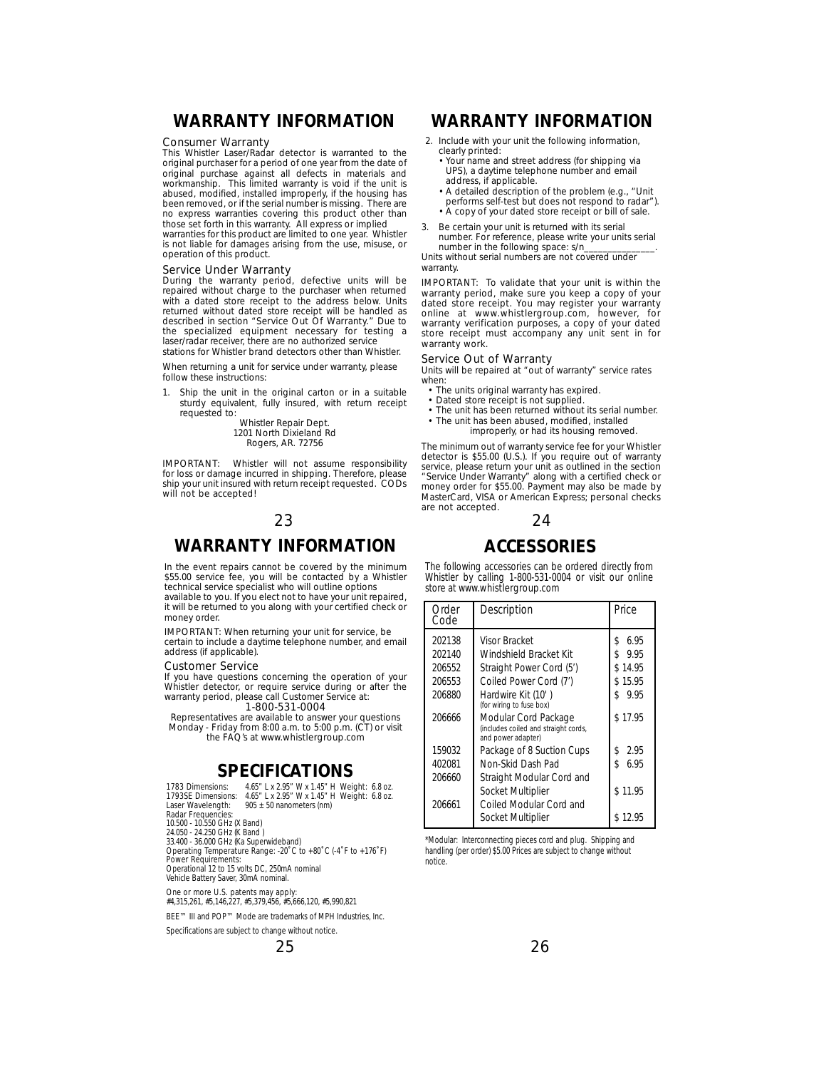# WARRANTY INFORMATION

## Consumer Warranty

This Whistler Laser/Radar detector is warranted to the original purchaser for a period of one year from the date of original purchase against all defects in materials and workmanship. This limited warranty is void if the unit is abused, modified, installed improperly, if the housing has been removed, or if the serial number is missing. There are no express warranties covering this product other than those set forth in this warranty. All express or implied warranties for this product are limited to one year. Whistler is not liable for damages arising from the use, misuse, or operation of this product.

## Service Under Warranty

During the warranty period, defective units will be repaired without charge to the purchaser when returned with a dated store receipt to the address below. Units returned without dated store receipt will be handled as described in section "Service Out Of Warranty." Due to the specialized equipment necessary for testing a laser/radar receiver, there are no authorized service stations for Whistler brand detectors other than Whistler.

When returning a unit for service under warranty, please follow these instructions:

1. Ship the unit in the original carton or in a suitable sturdy equivalent, fully insured, with return receipt requested to:

   Whistler Repair Dept.
   1201 North Dixieland Rd
   Rogers, AR. 72756

IMPORTANT: Whistler will not assume responsibility for loss or damage incurred in shipping. Therefore, please ship your unit insured with return receipt requested. CODs will not be accepted!

2. Include with your unit the following information, clearly printed:
   - Your name and street address (for shipping via UPS), a daytime telephone number and email address, if applicable.
   - A detailed description of the problem (e.g., "Unit performs self-test but does not respond to radar").
   - A copy of your dated store receipt or bill of sale.
3. Be certain your unit is returned with its serial number. For reference, please write your units serial number in the following space: s/n_______________.

Units without serial numbers are not covered under warranty.

IMPORTANT: To validate that your unit is within the warranty period, make sure you keep a copy of your dated store receipt. You may register your warranty online at www.whistlergroup.com, however, for warranty verification purposes, a copy of your dated store receipt must accompany any unit sent in for warranty work.

## Service Out of Warranty

Units will be repaired at "out of warranty" service rates when:

- The units original warranty has expired.
- Dated store receipt is not supplied.
- The unit has been returned without its serial number.
- The unit has been abused, modified, installed improperly, or had its housing removed.

The minimum out of warranty service fee for your Whistler detector is $55.00 (U.S.). If you require out of warranty service, please return your unit as outlined in the section "Service Under Warranty" along with a certified check or money order for $55.00. Payment may also be made by MasterCard, VISA or American Express; personal checks are not accepted.

In the event repairs cannot be covered by the minimum $55.00 service fee, you will be contacted by a Whistler technical service specialist who will outline options available to you. If you elect not to have your unit repaired, it will be returned to you along with your certified check or money order.

IMPORTANT: When returning your unit for service, be certain to include a daytime telephone number, and email address (if applicable).

## Customer Service

If you have questions concerning the operation of your Whistler detector, or require service during or after the warranty period, please call Customer Service at:

1-800-531-0004

Representatives are available to answer your questions Monday - Friday from 8:00 a.m. to 5:00 p.m. (CT) or visit the FAQ's at www.whistlergroup.com

# SPECIFICATIONS

1783 Dimensions: 4.65" L x 2.95" W x 1.45" H Weight: 6.8 oz.
1793SE Dimensions: 4.65" L x 2.95" W x 1.45" H Weight: 6.8 oz.
Laser Wavelength: 905 ± 50 nanometers (nm)
Radar Frequencies:
10.500 - 10.550 GHz (X Band)
24.050 - 24.250 GHz (K Band )
33.400 - 36.000 GHz (Ka Superwideband)
Operating Temperature Range: -20˚C to +80˚C (-4˚F to +176˚F)
Power Requirements:
Operational 12 to 15 volts DC, 250mA nominal
Vehicle Battery Saver, 30mA nominal.

One or more U.S. patents may apply:
#4,315,261, #5,146,227, #5,379,456, #5,666,120, #5,990,821

BEE™ III and POP™ Mode are trademarks of MPH Industries, Inc.

Specifications are subject to change without notice.

# ACCESSORIES

The following accessories can be ordered directly from Whistler by calling 1-800-531-0004 or visit our online store at www.whistlergroup.com

| Order Code | Description | Price |
|---|---|---|
| 202138 | Visor Bracket | $ 6.95 |
| 202140 | Windshield Bracket Kit | $ 9.95 |
| 206552 | Straight Power Cord (5') | $ 14.95 |
| 206553 | Coiled Power Cord (7') | $ 15.95 |
| 206880 | Hardwire Kit (10' ) (for wiring to fuse box) | $ 9.95 |
| 206666 | Modular Cord Package (includes coiled and straight cords, and power adapter) | $ 17.95 |
| 159032 | Package of 8 Suction Cups | $ 2.95 |
| 402081 | Non-Skid Dash Pad | $ 6.95 |
| 206660 | Straight Modular Cord and Socket Multiplier | $ 11.95 |
| 206661 | Coiled Modular Cord and Socket Multiplier | $ 12.95 |

*Modular: Interconnecting pieces cord and plug. Shipping and handling (per order) $5.00 Prices are subject to change without notice.